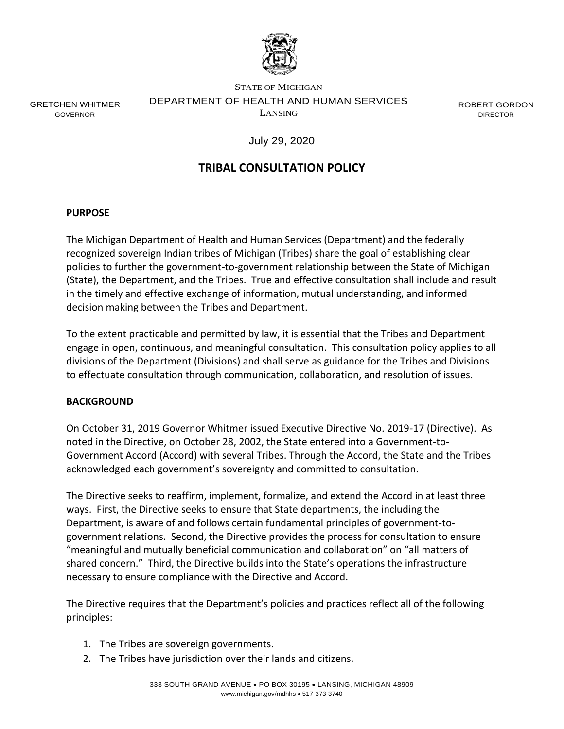STATE OF MICHIGAN
DEPARTMENT OF HEALTH AND HUMAN SERVICES
LANSING

GRETCHEN WHITMER
GOVERNOR

ROBERT GORDON
DIRECTOR

July 29, 2020

# TRIBAL CONSULTATION POLICY

## PURPOSE

The Michigan Department of Health and Human Services (Department) and the federally recognized sovereign Indian tribes of Michigan (Tribes) share the goal of establishing clear policies to further the government-to-government relationship between the State of Michigan (State), the Department, and the Tribes. True and effective consultation shall include and result in the timely and effective exchange of information, mutual understanding, and informed decision making between the Tribes and Department.

To the extent practicable and permitted by law, it is essential that the Tribes and Department engage in open, continuous, and meaningful consultation. This consultation policy applies to all divisions of the Department (Divisions) and shall serve as guidance for the Tribes and Divisions to effectuate consultation through communication, collaboration, and resolution of issues.

## BACKGROUND

On October 31, 2019 Governor Whitmer issued Executive Directive No. 2019-17 (Directive). As noted in the Directive, on October 28, 2002, the State entered into a Government-to-Government Accord (Accord) with several Tribes. Through the Accord, the State and the Tribes acknowledged each government's sovereignty and committed to consultation.

The Directive seeks to reaffirm, implement, formalize, and extend the Accord in at least three ways. First, the Directive seeks to ensure that State departments, the including the Department, is aware of and follows certain fundamental principles of government-to-government relations. Second, the Directive provides the process for consultation to ensure "meaningful and mutually beneficial communication and collaboration" on "all matters of shared concern." Third, the Directive builds into the State's operations the infrastructure necessary to ensure compliance with the Directive and Accord.

The Directive requires that the Department's policies and practices reflect all of the following principles:

1. The Tribes are sovereign governments.
2. The Tribes have jurisdiction over their lands and citizens.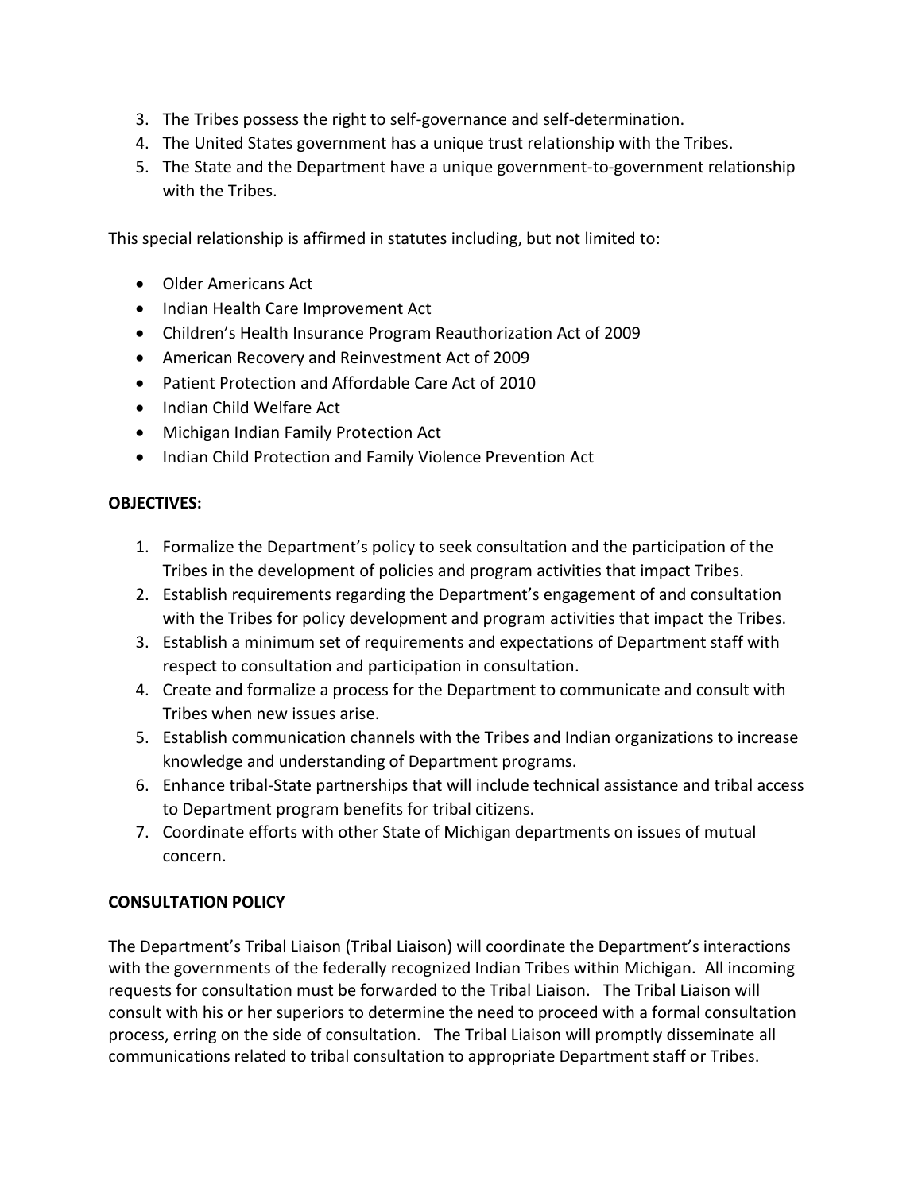3. The Tribes possess the right to self-governance and self-determination.
4. The United States government has a unique trust relationship with the Tribes.
5. The State and the Department have a unique government-to-government relationship with the Tribes.

This special relationship is affirmed in statutes including, but not limited to:

- Older Americans Act
- Indian Health Care Improvement Act
- Children's Health Insurance Program Reauthorization Act of 2009
- American Recovery and Reinvestment Act of 2009
- Patient Protection and Affordable Care Act of 2010
- Indian Child Welfare Act
- Michigan Indian Family Protection Act
- Indian Child Protection and Family Violence Prevention Act

**OBJECTIVES:**

1. Formalize the Department's policy to seek consultation and the participation of the Tribes in the development of policies and program activities that impact Tribes.
2. Establish requirements regarding the Department's engagement of and consultation with the Tribes for policy development and program activities that impact the Tribes.
3. Establish a minimum set of requirements and expectations of Department staff with respect to consultation and participation in consultation.
4. Create and formalize a process for the Department to communicate and consult with Tribes when new issues arise.
5. Establish communication channels with the Tribes and Indian organizations to increase knowledge and understanding of Department programs.
6. Enhance tribal-State partnerships that will include technical assistance and tribal access to Department program benefits for tribal citizens.
7. Coordinate efforts with other State of Michigan departments on issues of mutual concern.

**CONSULTATION POLICY**

The Department's Tribal Liaison (Tribal Liaison) will coordinate the Department's interactions with the governments of the federally recognized Indian Tribes within Michigan. All incoming requests for consultation must be forwarded to the Tribal Liaison. The Tribal Liaison will consult with his or her superiors to determine the need to proceed with a formal consultation process, erring on the side of consultation. The Tribal Liaison will promptly disseminate all communications related to tribal consultation to appropriate Department staff or Tribes.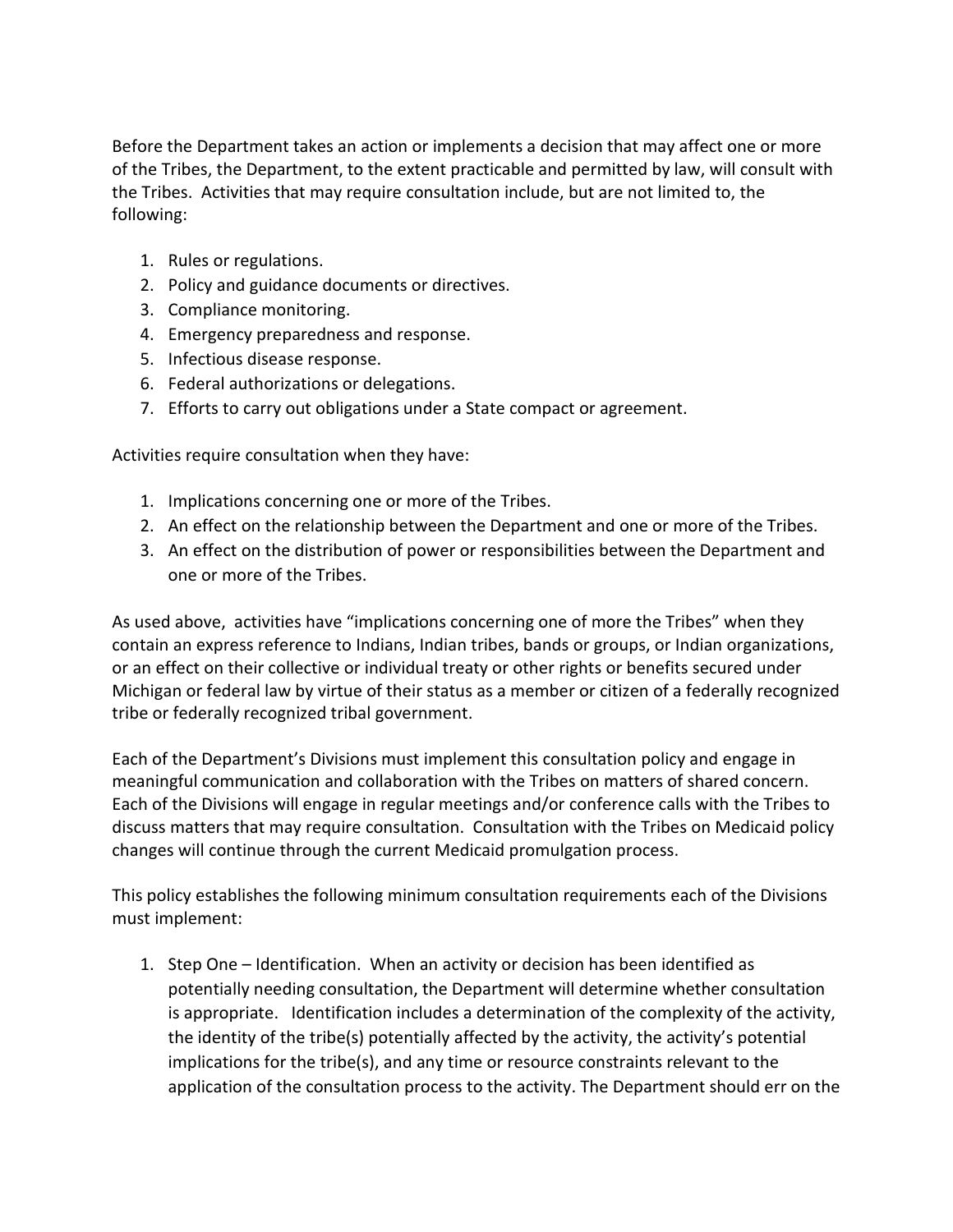Before the Department takes an action or implements a decision that may affect one or more of the Tribes, the Department, to the extent practicable and permitted by law, will consult with the Tribes. Activities that may require consultation include, but are not limited to, the following:

1. Rules or regulations.
2. Policy and guidance documents or directives.
3. Compliance monitoring.
4. Emergency preparedness and response.
5. Infectious disease response.
6. Federal authorizations or delegations.
7. Efforts to carry out obligations under a State compact or agreement.

Activities require consultation when they have:

1. Implications concerning one or more of the Tribes.
2. An effect on the relationship between the Department and one or more of the Tribes.
3. An effect on the distribution of power or responsibilities between the Department and one or more of the Tribes.

As used above, activities have "implications concerning one of more the Tribes" when they contain an express reference to Indians, Indian tribes, bands or groups, or Indian organizations, or an effect on their collective or individual treaty or other rights or benefits secured under Michigan or federal law by virtue of their status as a member or citizen of a federally recognized tribe or federally recognized tribal government.

Each of the Department's Divisions must implement this consultation policy and engage in meaningful communication and collaboration with the Tribes on matters of shared concern. Each of the Divisions will engage in regular meetings and/or conference calls with the Tribes to discuss matters that may require consultation. Consultation with the Tribes on Medicaid policy changes will continue through the current Medicaid promulgation process.

This policy establishes the following minimum consultation requirements each of the Divisions must implement:

1. Step One – Identification. When an activity or decision has been identified as potentially needing consultation, the Department will determine whether consultation is appropriate. Identification includes a determination of the complexity of the activity, the identity of the tribe(s) potentially affected by the activity, the activity's potential implications for the tribe(s), and any time or resource constraints relevant to the application of the consultation process to the activity. The Department should err on the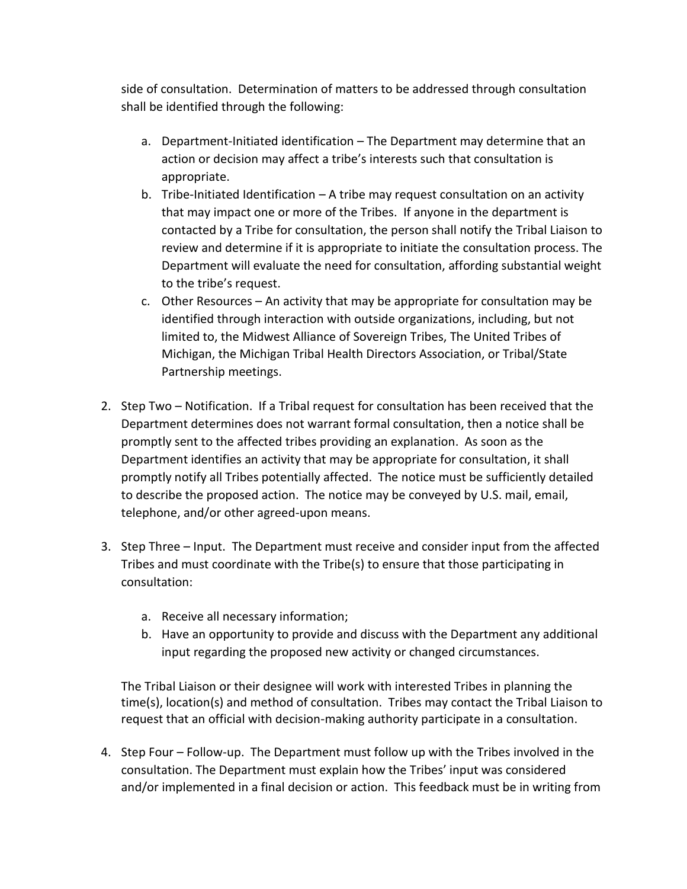side of consultation. Determination of matters to be addressed through consultation shall be identified through the following:

   a. Department-Initiated identification – The Department may determine that an action or decision may affect a tribe's interests such that consultation is appropriate.
   b. Tribe-Initiated Identification – A tribe may request consultation on an activity that may impact one or more of the Tribes. If anyone in the department is contacted by a Tribe for consultation, the person shall notify the Tribal Liaison to review and determine if it is appropriate to initiate the consultation process. The Department will evaluate the need for consultation, affording substantial weight to the tribe's request.
   c. Other Resources – An activity that may be appropriate for consultation may be identified through interaction with outside organizations, including, but not limited to, the Midwest Alliance of Sovereign Tribes, The United Tribes of Michigan, the Michigan Tribal Health Directors Association, or Tribal/State Partnership meetings.

2. Step Two – Notification. If a Tribal request for consultation has been received that the Department determines does not warrant formal consultation, then a notice shall be promptly sent to the affected tribes providing an explanation. As soon as the Department identifies an activity that may be appropriate for consultation, it shall promptly notify all Tribes potentially affected. The notice must be sufficiently detailed to describe the proposed action. The notice may be conveyed by U.S. mail, email, telephone, and/or other agreed-upon means.

3. Step Three – Input. The Department must receive and consider input from the affected Tribes and must coordinate with the Tribe(s) to ensure that those participating in consultation:

   a. Receive all necessary information;
   b. Have an opportunity to provide and discuss with the Department any additional input regarding the proposed new activity or changed circumstances.

   The Tribal Liaison or their designee will work with interested Tribes in planning the time(s), location(s) and method of consultation. Tribes may contact the Tribal Liaison to request that an official with decision-making authority participate in a consultation.

4. Step Four – Follow-up. The Department must follow up with the Tribes involved in the consultation. The Department must explain how the Tribes' input was considered and/or implemented in a final decision or action. This feedback must be in writing from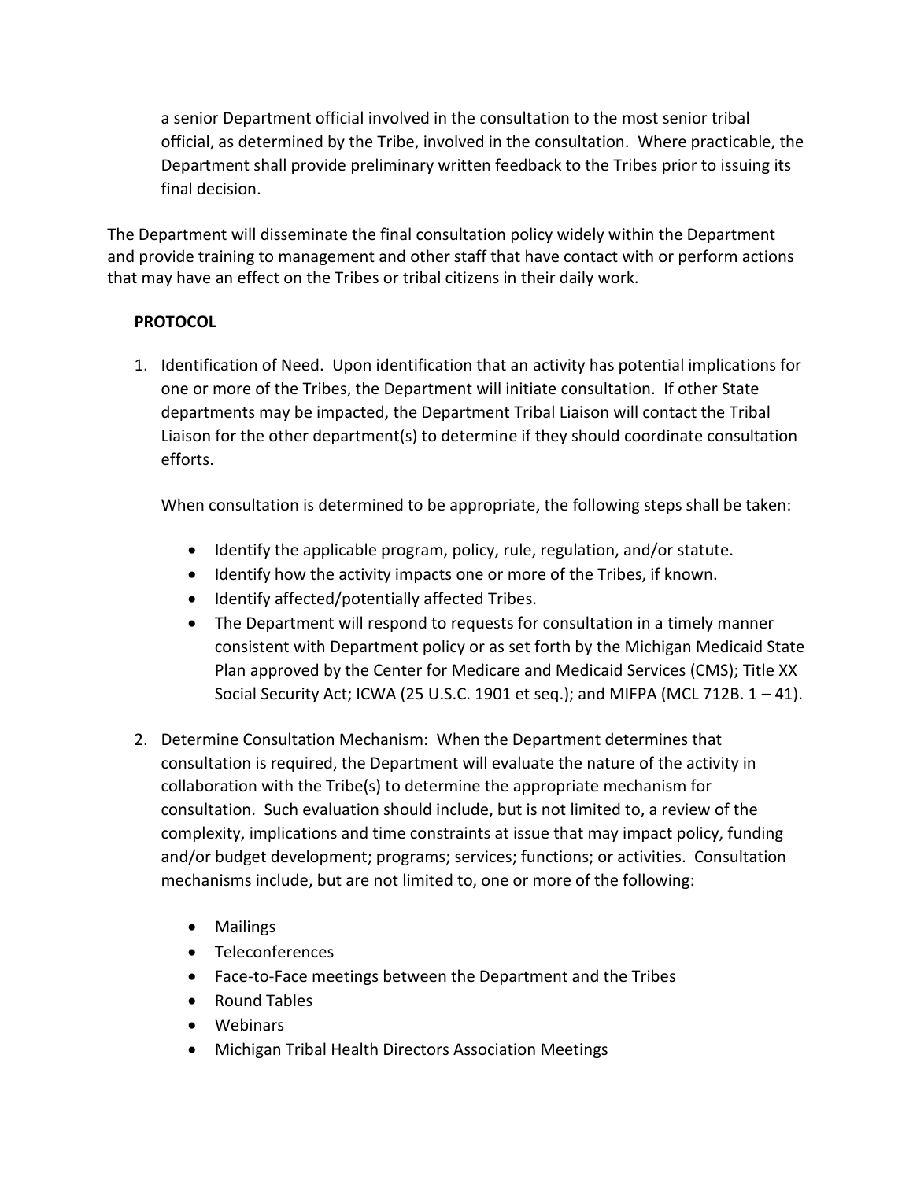a senior Department official involved in the consultation to the most senior tribal official, as determined by the Tribe, involved in the consultation. Where practicable, the Department shall provide preliminary written feedback to the Tribes prior to issuing its final decision.

The Department will disseminate the final consultation policy widely within the Department and provide training to management and other staff that have contact with or perform actions that may have an effect on the Tribes or tribal citizens in their daily work.

**PROTOCOL**

1. Identification of Need. Upon identification that an activity has potential implications for one or more of the Tribes, the Department will initiate consultation. If other State departments may be impacted, the Department Tribal Liaison will contact the Tribal Liaison for the other department(s) to determine if they should coordinate consultation efforts.

   When consultation is determined to be appropriate, the following steps shall be taken:

   - Identify the applicable program, policy, rule, regulation, and/or statute.
   - Identify how the activity impacts one or more of the Tribes, if known.
   - Identify affected/potentially affected Tribes.
   - The Department will respond to requests for consultation in a timely manner consistent with Department policy or as set forth by the Michigan Medicaid State Plan approved by the Center for Medicare and Medicaid Services (CMS); Title XX Social Security Act; ICWA (25 U.S.C. 1901 et seq.); and MIFPA (MCL 712B. 1 – 41).

2. Determine Consultation Mechanism: When the Department determines that consultation is required, the Department will evaluate the nature of the activity in collaboration with the Tribe(s) to determine the appropriate mechanism for consultation. Such evaluation should include, but is not limited to, a review of the complexity, implications and time constraints at issue that may impact policy, funding and/or budget development; programs; services; functions; or activities. Consultation mechanisms include, but are not limited to, one or more of the following:

   - Mailings
   - Teleconferences
   - Face-to-Face meetings between the Department and the Tribes
   - Round Tables
   - Webinars
   - Michigan Tribal Health Directors Association Meetings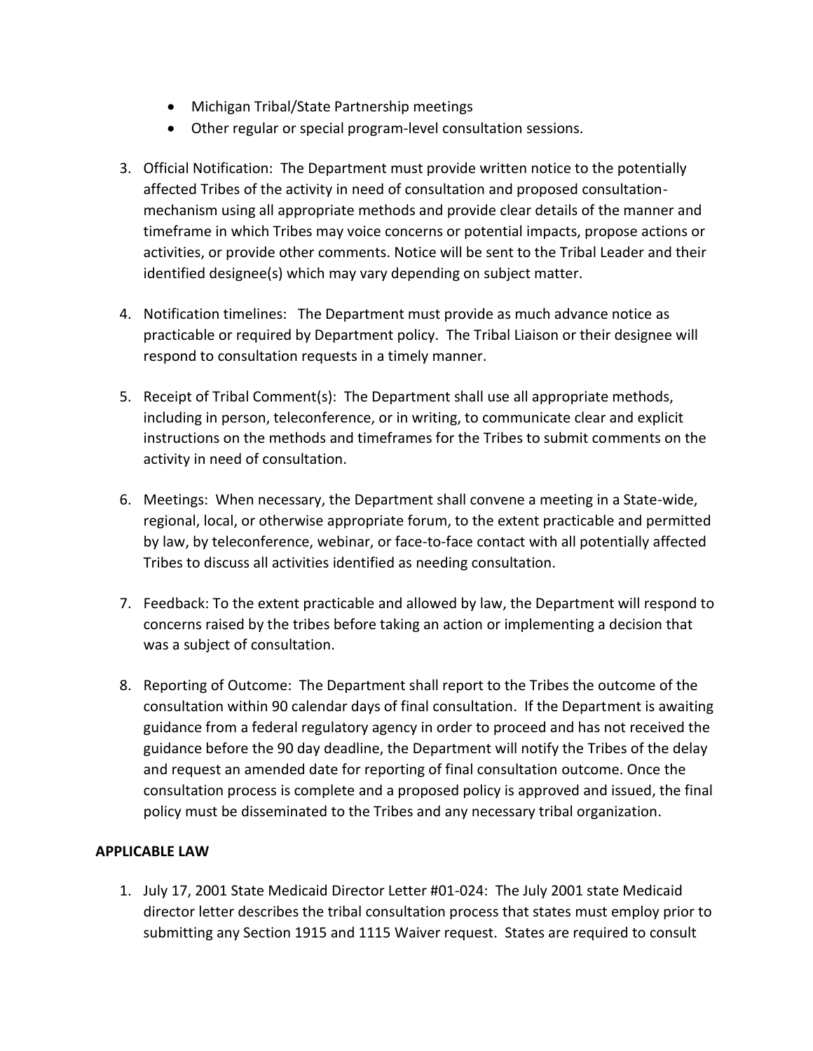- Michigan Tribal/State Partnership meetings
- Other regular or special program-level consultation sessions.

3. Official Notification: The Department must provide written notice to the potentially affected Tribes of the activity in need of consultation and proposed consultation-mechanism using all appropriate methods and provide clear details of the manner and timeframe in which Tribes may voice concerns or potential impacts, propose actions or activities, or provide other comments. Notice will be sent to the Tribal Leader and their identified designee(s) which may vary depending on subject matter.

4. Notification timelines: The Department must provide as much advance notice as practicable or required by Department policy. The Tribal Liaison or their designee will respond to consultation requests in a timely manner.

5. Receipt of Tribal Comment(s): The Department shall use all appropriate methods, including in person, teleconference, or in writing, to communicate clear and explicit instructions on the methods and timeframes for the Tribes to submit comments on the activity in need of consultation.

6. Meetings: When necessary, the Department shall convene a meeting in a State-wide, regional, local, or otherwise appropriate forum, to the extent practicable and permitted by law, by teleconference, webinar, or face-to-face contact with all potentially affected Tribes to discuss all activities identified as needing consultation.

7. Feedback: To the extent practicable and allowed by law, the Department will respond to concerns raised by the tribes before taking an action or implementing a decision that was a subject of consultation.

8. Reporting of Outcome: The Department shall report to the Tribes the outcome of the consultation within 90 calendar days of final consultation. If the Department is awaiting guidance from a federal regulatory agency in order to proceed and has not received the guidance before the 90 day deadline, the Department will notify the Tribes of the delay and request an amended date for reporting of final consultation outcome. Once the consultation process is complete and a proposed policy is approved and issued, the final policy must be disseminated to the Tribes and any necessary tribal organization.

**APPLICABLE LAW**

1. July 17, 2001 State Medicaid Director Letter #01-024: The July 2001 state Medicaid director letter describes the tribal consultation process that states must employ prior to submitting any Section 1915 and 1115 Waiver request. States are required to consult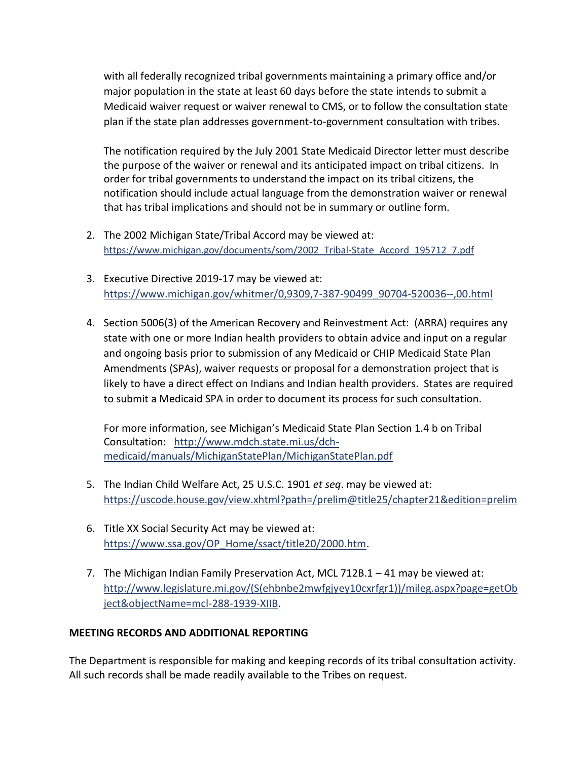with all federally recognized tribal governments maintaining a primary office and/or major population in the state at least 60 days before the state intends to submit a Medicaid waiver request or waiver renewal to CMS, or to follow the consultation state plan if the state plan addresses government-to-government consultation with tribes.

The notification required by the July 2001 State Medicaid Director letter must describe the purpose of the waiver or renewal and its anticipated impact on tribal citizens. In order for tribal governments to understand the impact on its tribal citizens, the notification should include actual language from the demonstration waiver or renewal that has tribal implications and should not be in summary or outline form.

2. The 2002 Michigan State/Tribal Accord may be viewed at: https://www.michigan.gov/documents/som/2002_Tribal-State_Accord_195712_7.pdf

3. Executive Directive 2019-17 may be viewed at: https://www.michigan.gov/whitmer/0,9309,7-387-90499_90704-520036--,00.html

4. Section 5006(3) of the American Recovery and Reinvestment Act: (ARRA) requires any state with one or more Indian health providers to obtain advice and input on a regular and ongoing basis prior to submission of any Medicaid or CHIP Medicaid State Plan Amendments (SPAs), waiver requests or proposal for a demonstration project that is likely to have a direct effect on Indians and Indian health providers. States are required to submit a Medicaid SPA in order to document its process for such consultation.

   For more information, see Michigan's Medicaid State Plan Section 1.4 b on Tribal Consultation: http://www.mdch.state.mi.us/dch-medicaid/manuals/MichiganStatePlan/MichiganStatePlan.pdf

5. The Indian Child Welfare Act, 25 U.S.C. 1901 *et seq*. may be viewed at: https://uscode.house.gov/view.xhtml?path=/prelim@title25/chapter21&edition=prelim

6. Title XX Social Security Act may be viewed at: https://www.ssa.gov/OP_Home/ssact/title20/2000.htm.

7. The Michigan Indian Family Preservation Act, MCL 712B.1 – 41 may be viewed at: http://www.legislature.mi.gov/(S(ehbnbe2mwfgjyey10cxrfgr1))/mileg.aspx?page=getObject&objectName=mcl-288-1939-XIIB.

**MEETING RECORDS AND ADDITIONAL REPORTING**

The Department is responsible for making and keeping records of its tribal consultation activity. All such records shall be made readily available to the Tribes on request.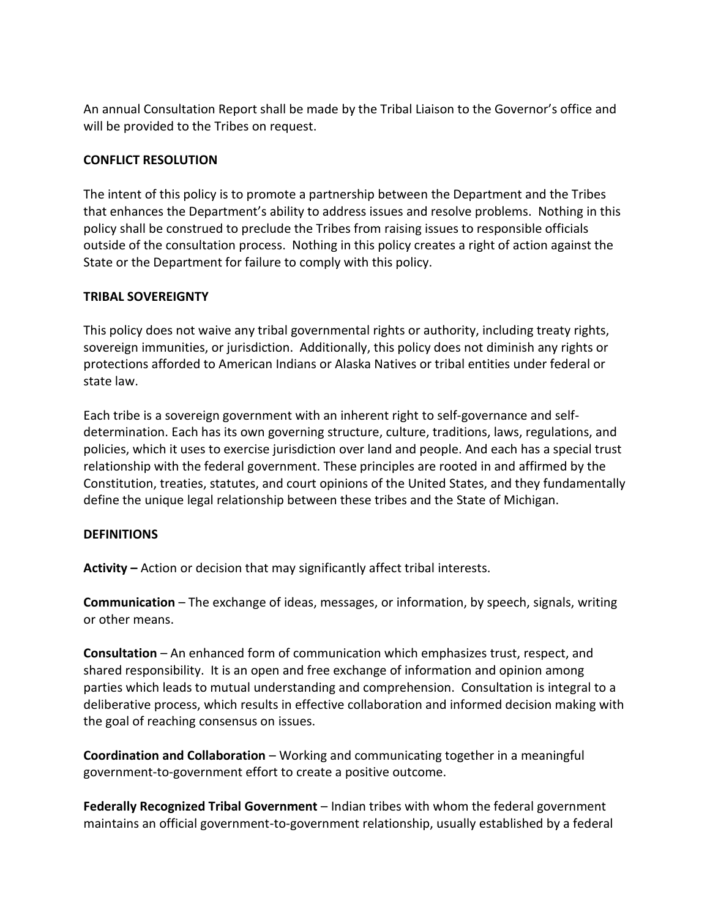An annual Consultation Report shall be made by the Tribal Liaison to the Governor's office and will be provided to the Tribes on request.

## CONFLICT RESOLUTION

The intent of this policy is to promote a partnership between the Department and the Tribes that enhances the Department's ability to address issues and resolve problems. Nothing in this policy shall be construed to preclude the Tribes from raising issues to responsible officials outside of the consultation process. Nothing in this policy creates a right of action against the State or the Department for failure to comply with this policy.

## TRIBAL SOVEREIGNTY

This policy does not waive any tribal governmental rights or authority, including treaty rights, sovereign immunities, or jurisdiction. Additionally, this policy does not diminish any rights or protections afforded to American Indians or Alaska Natives or tribal entities under federal or state law.

Each tribe is a sovereign government with an inherent right to self-governance and self-determination. Each has its own governing structure, culture, traditions, laws, regulations, and policies, which it uses to exercise jurisdiction over land and people. And each has a special trust relationship with the federal government. These principles are rooted in and affirmed by the Constitution, treaties, statutes, and court opinions of the United States, and they fundamentally define the unique legal relationship between these tribes and the State of Michigan.

## DEFINITIONS

**Activity –** Action or decision that may significantly affect tribal interests.

**Communication** – The exchange of ideas, messages, or information, by speech, signals, writing or other means.

**Consultation** – An enhanced form of communication which emphasizes trust, respect, and shared responsibility. It is an open and free exchange of information and opinion among parties which leads to mutual understanding and comprehension. Consultation is integral to a deliberative process, which results in effective collaboration and informed decision making with the goal of reaching consensus on issues.

**Coordination and Collaboration** – Working and communicating together in a meaningful government-to-government effort to create a positive outcome.

**Federally Recognized Tribal Government** – Indian tribes with whom the federal government maintains an official government-to-government relationship, usually established by a federal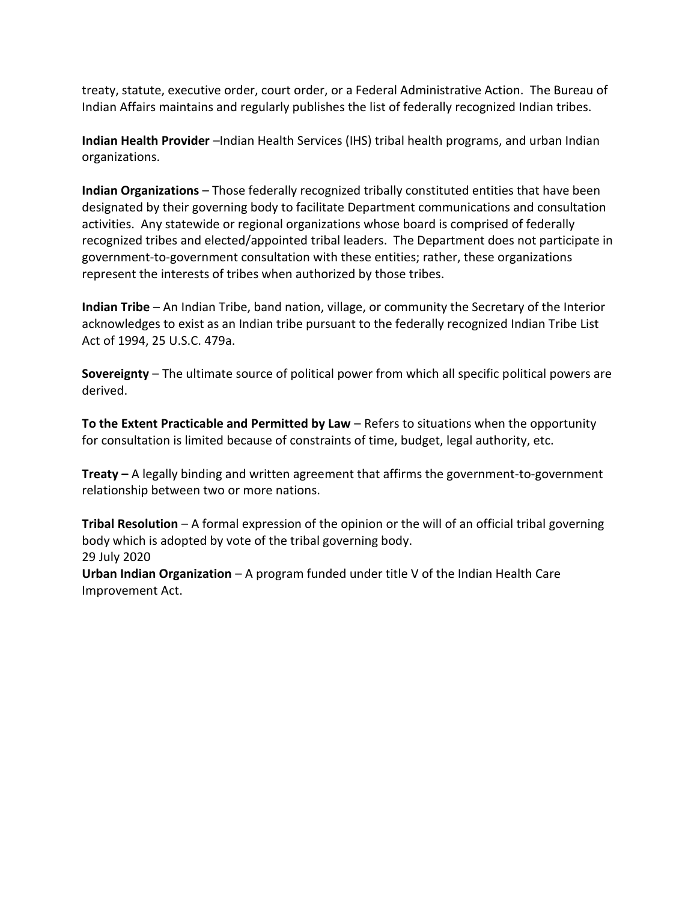treaty, statute, executive order, court order, or a Federal Administrative Action. The Bureau of Indian Affairs maintains and regularly publishes the list of federally recognized Indian tribes.

**Indian Health Provider** –Indian Health Services (IHS) tribal health programs, and urban Indian organizations.

**Indian Organizations** – Those federally recognized tribally constituted entities that have been designated by their governing body to facilitate Department communications and consultation activities. Any statewide or regional organizations whose board is comprised of federally recognized tribes and elected/appointed tribal leaders. The Department does not participate in government-to-government consultation with these entities; rather, these organizations represent the interests of tribes when authorized by those tribes.

**Indian Tribe** – An Indian Tribe, band nation, village, or community the Secretary of the Interior acknowledges to exist as an Indian tribe pursuant to the federally recognized Indian Tribe List Act of 1994, 25 U.S.C. 479a.

**Sovereignty** – The ultimate source of political power from which all specific political powers are derived.

**To the Extent Practicable and Permitted by Law** – Refers to situations when the opportunity for consultation is limited because of constraints of time, budget, legal authority, etc.

**Treaty –** A legally binding and written agreement that affirms the government-to-government relationship between two or more nations.

**Tribal Resolution** – A formal expression of the opinion or the will of an official tribal governing body which is adopted by vote of the tribal governing body.
29 July 2020
**Urban Indian Organization** – A program funded under title V of the Indian Health Care Improvement Act.